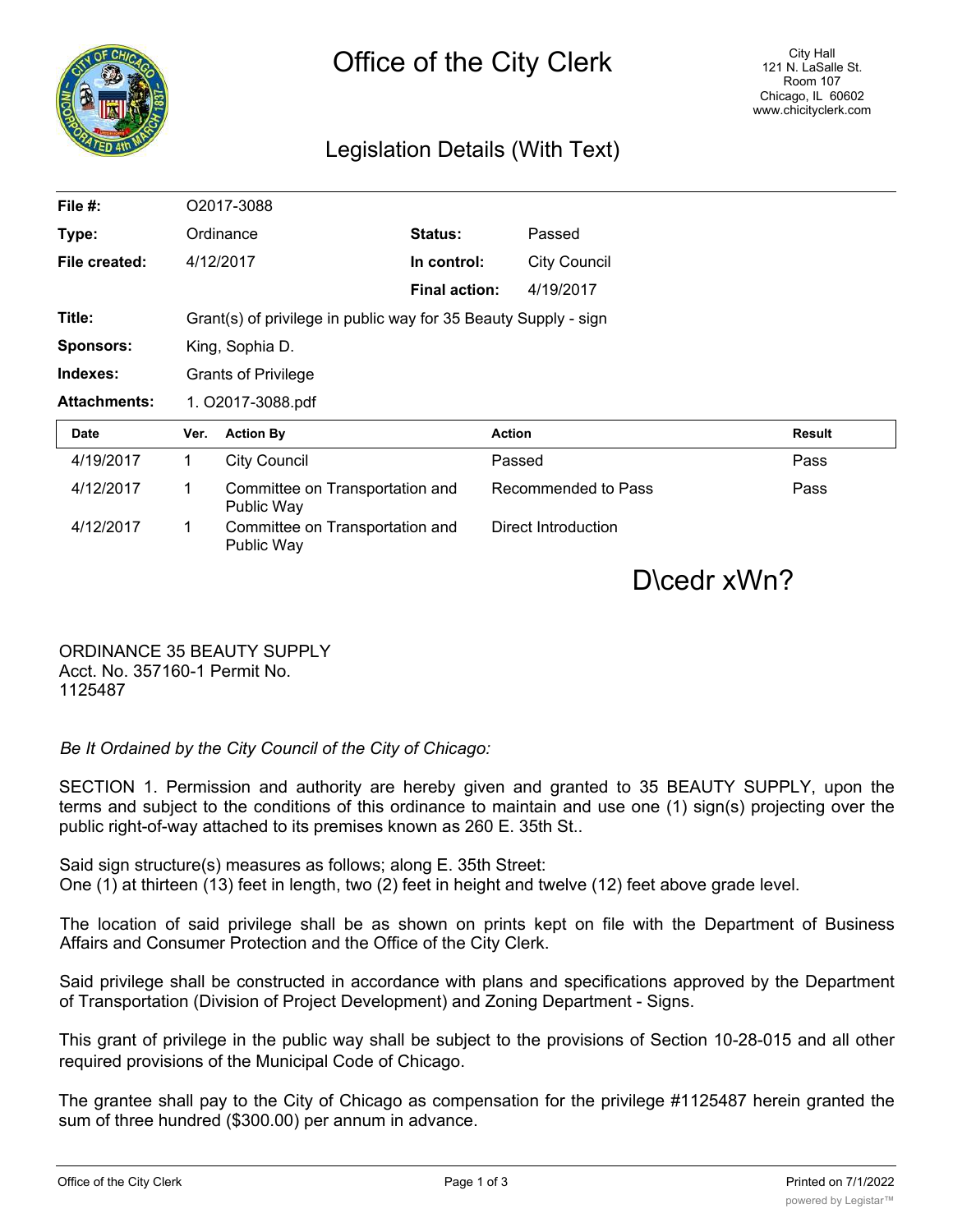# Office of the City Clerk

City Hall
121 N. LaSalle St.
Room 107
Chicago, IL 60602
www.chicityclerk.com

## Legislation Details (With Text)

| | | | |
|---|---|---|---|
| **File #:** | O2017-3088 | | |
| **Type:** | Ordinance | **Status:** | Passed |
| **File created:** | 4/12/2017 | **In control:** | City Council |
| | | **Final action:** | 4/19/2017 |
| **Title:** | Grant(s) of privilege in public way for 35 Beauty Supply - sign | | |
| **Sponsors:** | King, Sophia D. | | |
| **Indexes:** | Grants of Privilege | | |
| **Attachments:** | 1. O2017-3088.pdf | | |

| Date | Ver. | Action By | Action | Result |
|---|---|---|---|---|
| 4/19/2017 | 1 | City Council | Passed | Pass |
| 4/12/2017 | 1 | Committee on Transportation and Public Way | Recommended to Pass | Pass |
| 4/12/2017 | 1 | Committee on Transportation and Public Way | Direct Introduction | |

D\cedr xWn?

ORDINANCE 35 BEAUTY SUPPLY
Acct. No. 357160-1 Permit No. 1125487

*Be It Ordained by the City Council of the City of Chicago:*

SECTION 1. Permission and authority are hereby given and granted to 35 BEAUTY SUPPLY, upon the terms and subject to the conditions of this ordinance to maintain and use one (1) sign(s) projecting over the public right-of-way attached to its premises known as 260 E. 35th St..

Said sign structure(s) measures as follows; along E. 35th Street:
One (1) at thirteen (13) feet in length, two (2) feet in height and twelve (12) feet above grade level.

The location of said privilege shall be as shown on prints kept on file with the Department of Business Affairs and Consumer Protection and the Office of the City Clerk.

Said privilege shall be constructed in accordance with plans and specifications approved by the Department of Transportation (Division of Project Development) and Zoning Department - Signs.

This grant of privilege in the public way shall be subject to the provisions of Section 10-28-015 and all other required provisions of the Municipal Code of Chicago.

The grantee shall pay to the City of Chicago as compensation for the privilege #1125487 herein granted the sum of three hundred ($300.00) per annum in advance.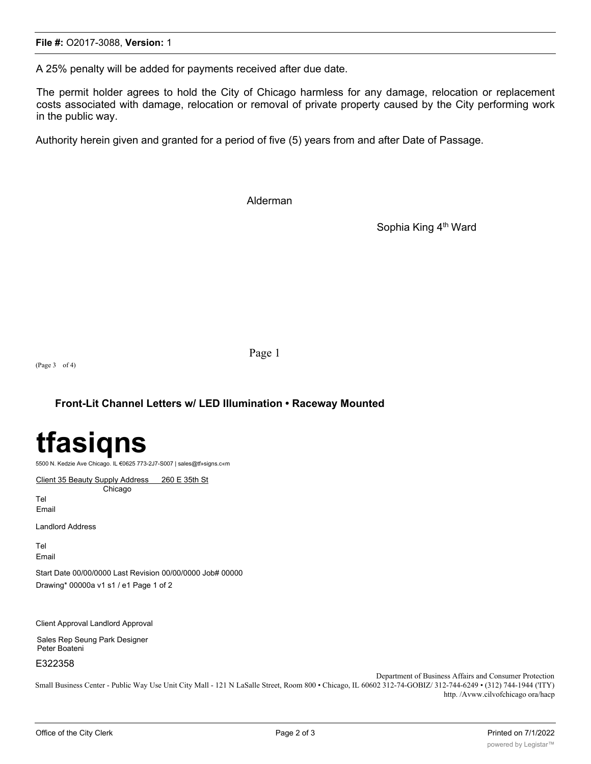A 25% penalty will be added for payments received after due date.

The permit holder agrees to hold the City of Chicago harmless for any damage, relocation or replacement costs associated with damage, relocation or removal of private property caused by the City performing work in the public way.

Authority herein given and granted for a period of five (5) years from and after Date of Passage.

Alderman

Sophia King 4th Ward

Page 1

(Page 3 of 4)

**Front-Lit Channel Letters w/ LED Illumination • Raceway Mounted**

# tfasiqns

5500 N. Kedzie Ave Chicago. IL €0625 773-2J7-S007 | sales@tf»signs.c«m

Client 35 Beauty Supply Address 260 E 35th St
Chicago

Tel
Email

Landlord Address

Tel
Email

Start Date 00/00/0000 Last Revision 00/00/0000 Job# 00000
Drawing* 00000a v1 s1 / e1 Page 1 of 2

Client Approval Landlord Approval

Sales Rep Seung Park Designer
Peter Boateni

E322358

Department of Business Affairs and Consumer Protection
Small Business Center - Public Way Use Unit City Mall - 121 N LaSalle Street, Room 800 • Chicago, IL 60602 312-74-GOBIZ/ 312-744-6249 • (312) 744-1944 ('ITY) http. /Avww.cilvofchicago ora/hacp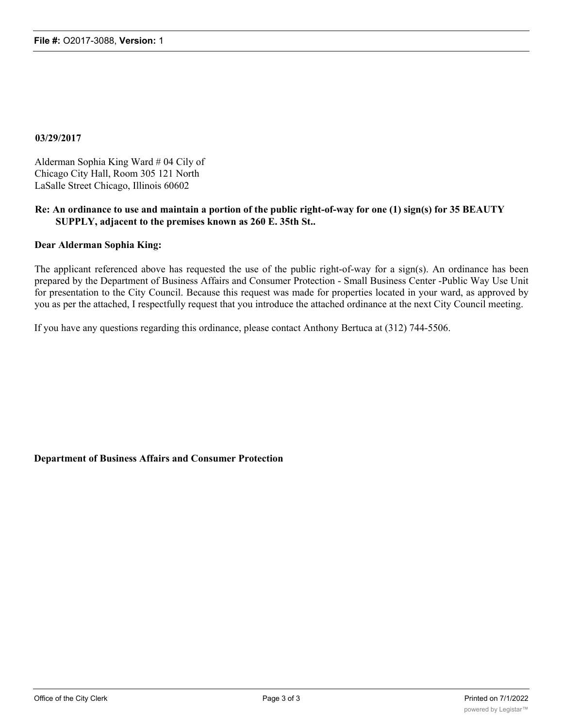**03/29/2017**

Alderman Sophia King Ward # 04 Cily of
Chicago City Hall, Room 305 121 North
LaSalle Street Chicago, Illinois 60602

**Re: An ordinance to use and maintain a portion of the public right-of-way for one (1) sign(s) for 35 BEAUTY SUPPLY, adjacent to the premises known as 260 E. 35th St..**

**Dear Alderman Sophia King:**

The applicant referenced above has requested the use of the public right-of-way for a sign(s). An ordinance has been prepared by the Department of Business Affairs and Consumer Protection - Small Business Center -Public Way Use Unit for presentation to the City Council. Because this request was made for properties located in your ward, as approved by you as per the attached, I respectfully request that you introduce the attached ordinance at the next City Council meeting.

If you have any questions regarding this ordinance, please contact Anthony Bertuca at (312) 744-5506.

**Department of Business Affairs and Consumer Protection**